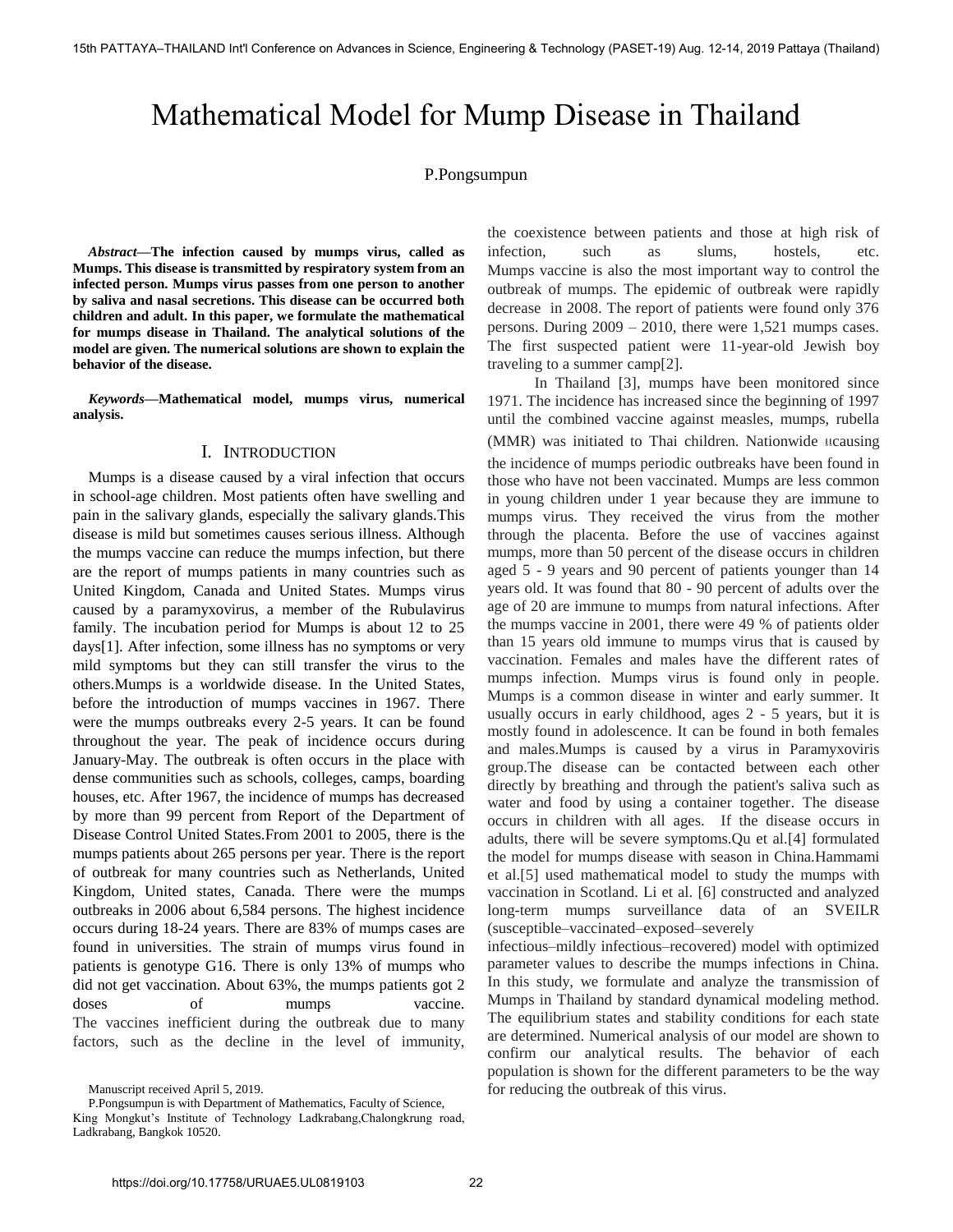# Mathematical Model for Mump Disease in Thailand

P.Pongsumpun

***Abstract*—The infection caused by mumps virus, called as Mumps. This disease is transmitted by respiratory system from an infected person. Mumps virus passes from one person to another by saliva and nasal secretions. This disease can be occurred both children and adult. In this paper, we formulate the mathematical for mumps disease in Thailand. The analytical solutions of the model are given. The numerical solutions are shown to explain the behavior of the disease.**

***Keywords*—Mathematical model, mumps virus, numerical analysis.**

## I. Introduction

Mumps is a disease caused by a viral infection that occurs in school-age children. Most patients often have swelling and pain in the salivary glands, especially the salivary glands.This disease is mild but sometimes causes serious illness. Although the mumps vaccine can reduce the mumps infection, but there are the report of mumps patients in many countries such as United Kingdom, Canada and United States. Mumps virus caused by a paramyxovirus, a member of the Rubulavirus family. The incubation period for Mumps is about 12 to 25 days[1]. After infection, some illness has no symptoms or very mild symptoms but they can still transfer the virus to the others.Mumps is a worldwide disease. In the United States, before the introduction of mumps vaccines in 1967. There were the mumps outbreaks every 2-5 years. It can be found throughout the year. The peak of incidence occurs during January-May. The outbreak is often occurs in the place with dense communities such as schools, colleges, camps, boarding houses, etc. After 1967, the incidence of mumps has decreased by more than 99 percent from Report of the Department of Disease Control United States.From 2001 to 2005, there is the mumps patients about 265 persons per year. There is the report of outbreak for many countries such as Netherlands, United Kingdom, United states, Canada. There were the mumps outbreaks in 2006 about 6,584 persons. The highest incidence occurs during 18-24 years. There are 83% of mumps cases are found in universities. The strain of mumps virus found in patients is genotype G16. There is only 13% of mumps who did not get vaccination. About 63%, the mumps patients got 2 doses of mumps vaccine. The vaccines inefficient during the outbreak due to many factors, such as the decline in the level of immunity, the coexistence between patients and those at high risk of infection, such as slums, hostels, etc. Mumps vaccine is also the most important way to control the outbreak of mumps. The epidemic of outbreak were rapidly decrease in 2008. The report of patients were found only 376 persons. During 2009 – 2010, there were 1,521 mumps cases. The first suspected patient were 11-year-old Jewish boy traveling to a summer camp[2].

In Thailand [3], mumps have been monitored since 1971. The incidence has increased since the beginning of 1997 until the combined vaccine against measles, mumps, rubella (MMR) was initiated to Thai children. Nationwide ແcausing the incidence of mumps periodic outbreaks have been found in those who have not been vaccinated. Mumps are less common in young children under 1 year because they are immune to mumps virus. They received the virus from the mother through the placenta. Before the use of vaccines against mumps, more than 50 percent of the disease occurs in children aged 5 - 9 years and 90 percent of patients younger than 14 years old. It was found that 80 - 90 percent of adults over the age of 20 are immune to mumps from natural infections. After the mumps vaccine in 2001, there were 49 % of patients older than 15 years old immune to mumps virus that is caused by vaccination. Females and males have the different rates of mumps infection. Mumps virus is found only in people. Mumps is a common disease in winter and early summer. It usually occurs in early childhood, ages 2 - 5 years, but it is mostly found in adolescence. It can be found in both females and males.Mumps is caused by a virus in Paramyxoviris group.The disease can be contacted between each other directly by breathing and through the patient's saliva such as water and food by using a container together. The disease occurs in children with all ages. If the disease occurs in adults, there will be severe symptoms.Qu et al.[4] formulated the model for mumps disease with season in China.Hammami et al.[5] used mathematical model to study the mumps with vaccination in Scotland. Li et al. [6] constructed and analyzed long-term mumps surveillance data of an SVEILR (susceptible–vaccinated–exposed–severely infectious–mildly infectious–recovered) model with optimized parameter values to describe the mumps infections in China. In this study, we formulate and analyze the transmission of Mumps in Thailand by standard dynamical modeling method. The equilibrium states and stability conditions for each state are determined. Numerical analysis of our model are shown to confirm our analytical results. The behavior of each population is shown for the different parameters to be the way for reducing the outbreak of this virus.

Manuscript received April 5, 2019.

P.Pongsumpun is with Department of Mathematics, Faculty of Science, King Mongkut's Institute of Technology Ladkrabang,Chalongkrung road, Ladkrabang, Bangkok 10520.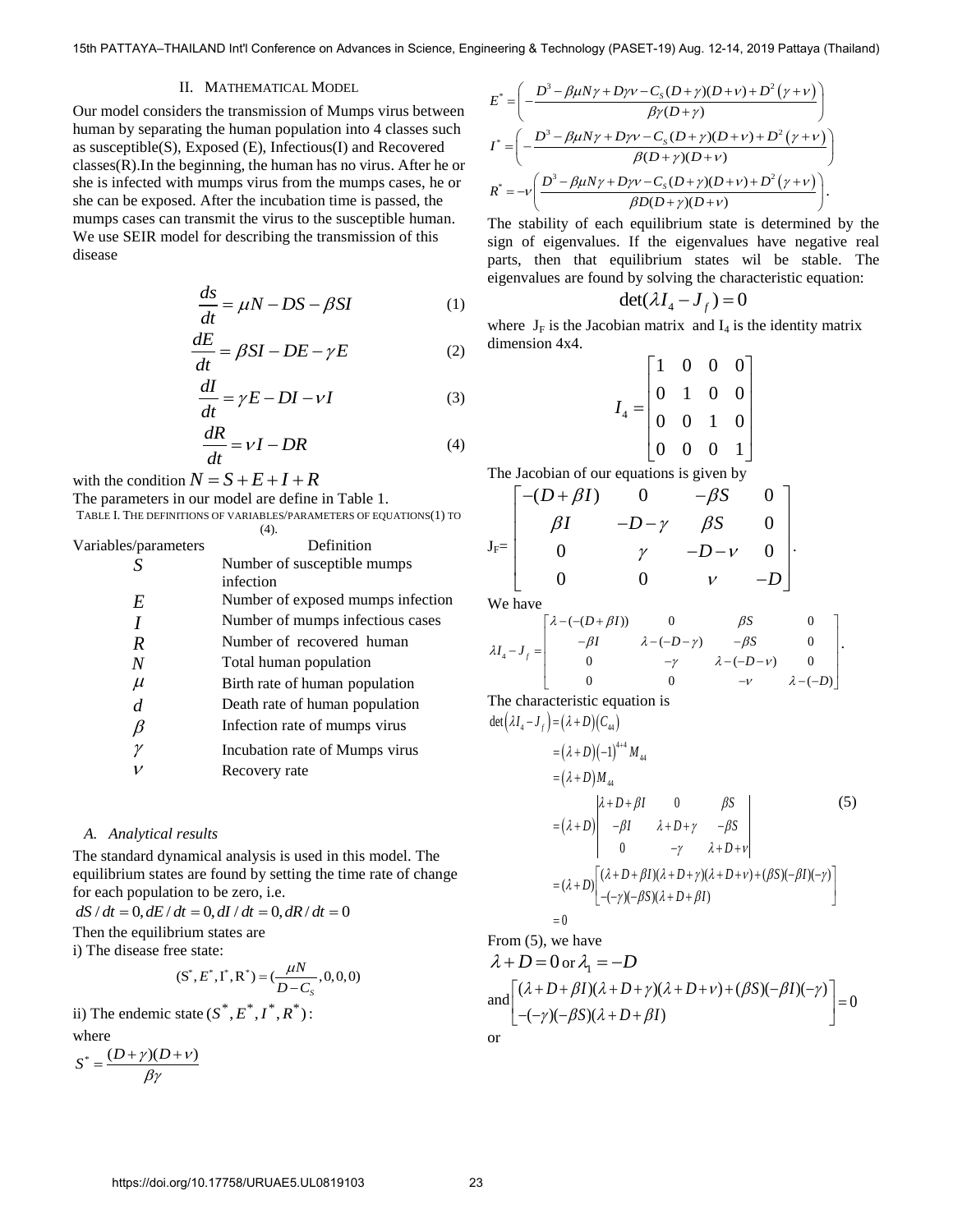## II. Mathematical Model

Our model considers the transmission of Mumps virus between human by separating the human population into 4 classes such as susceptible(S), Exposed (E), Infectious(I) and Recovered classes(R).In the beginning, the human has no virus. After he or she is infected with mumps virus from the mumps cases, he or she can be exposed. After the incubation time is passed, the mumps cases can transmit the virus to the susceptible human. We use SEIR model for describing the transmission of this disease

$$\frac{ds}{dt} = \mu N - DS - \beta SI \tag{1}$$

$$\frac{dE}{dt} = \beta SI - DE - \gamma E \tag{2}$$

$$\frac{dI}{dt} = \gamma E - DI - \nu I \tag{3}$$

$$\frac{dR}{dt} = \nu I - DR \tag{4}$$

with the condition $N = S + E + I + R$

The parameters in our model are define in Table 1.

TABLE I. THE DEFINITIONS OF VARIABLES/PARAMETERS OF EQUATIONS(1) TO (4).

| Variables/parameters | Definition |
|---|---|
| $S$ | Number of susceptible mumps infection |
| $E$ | Number of exposed mumps infection |
| $I$ | Number of mumps infectious cases |
| $R$ | Number of recovered human |
| $N$ | Total human population |
| $\mu$ | Birth rate of human population |
| $d$ | Death rate of human population |
| $\beta$ | Infection rate of mumps virus |
| $\gamma$ | Incubation rate of Mumps virus |
| $\nu$ | Recovery rate |

### A. Analytical results

The standard dynamical analysis is used in this model. The equilibrium states are found by setting the time rate of change for each population to be zero, i.e.

$dS/dt = 0, dE/dt = 0, dI/dt = 0, dR/dt = 0$

Then the equilibrium states are

i) The disease free state:

$$(S^*, E^*, I^*, R^*) = \left(\frac{\mu N}{D - C_S}, 0, 0, 0\right)$$

ii) The endemic state $(S^*, E^*, I^*, R^*)$:

where

$$S^* = \frac{(D+\gamma)(D+\nu)}{\beta\gamma}$$

$$E^* = \left(-\frac{D^3 - \beta\mu N\gamma + D\gamma\nu - C_S(D+\gamma)(D+\nu) + D^2(\gamma+\nu)}{\beta\gamma(D+\gamma)}\right)$$

$$I^* = \left(-\frac{D^3 - \beta\mu N\gamma + D\gamma\nu - C_S(D+\gamma)(D+\nu) + D^2(\gamma+\nu)}{\beta(D+\gamma)(D+\nu)}\right)$$

$$R^* = -\nu\left(\frac{D^3 - \beta\mu N\gamma + D\gamma\nu - C_S(D+\gamma)(D+\nu) + D^2(\gamma+\nu)}{\beta D(D+\gamma)(D+\nu)}\right).$$

The stability of each equilibrium state is determined by the sign of eigenvalues. If the eigenvalues have negative real parts, then that equilibrium states wil be stable. The eigenvalues are found by solving the characteristic equation:

$$\det(\lambda I_4 - J_f) = 0$$

where $J_F$ is the Jacobian matrix and $I_4$ is the identity matrix dimension 4x4.

$$I_4 = \begin{bmatrix} 1 & 0 & 0 & 0 \\ 0 & 1 & 0 & 0 \\ 0 & 0 & 1 & 0 \\ 0 & 0 & 0 & 1 \end{bmatrix}$$

The Jacobian of our equations is given by

$$J_F = \begin{bmatrix} -(D+\beta I) & 0 & -\beta S & 0 \\ \beta I & -D-\gamma & \beta S & 0 \\ 0 & \gamma & -D-\nu & 0 \\ 0 & 0 & \nu & -D \end{bmatrix}.$$

We have

$$\lambda I_4 - J_f = \begin{bmatrix} \lambda-(-(D+\beta I)) & 0 & \beta S & 0 \\ -\beta I & \lambda-(-D-\gamma) & -\beta S & 0 \\ 0 & -\gamma & \lambda-(-D-\nu) & 0 \\ 0 & 0 & -\nu & \lambda-(-D) \end{bmatrix}.$$

The characteristic equation is

$$\begin{aligned}
\det(\lambda I_4 - J_f) &= (\lambda+D)(C_{44}) \\
&= (\lambda+D)(-1)^{4+4}M_{44} \\
&= (\lambda+D)M_{44} \\
&= (\lambda+D)\begin{vmatrix} \lambda+D+\beta I & 0 & \beta S \\ -\beta I & \lambda+D+\gamma & -\beta S \\ 0 & -\gamma & \lambda+D+\nu \end{vmatrix} \\
&= (\lambda+D)\begin{bmatrix} (\lambda+D+\beta I)(\lambda+D+\gamma)(\lambda+D+\nu)+(\beta S)(-\beta I)(-\gamma) \\ -(-\gamma)(-\beta S)(\lambda+D+\beta I) \end{bmatrix} \\
&= 0
\end{aligned} \tag{5}$$

From (5), we have

$\lambda + D = 0$ or $\lambda_1 = -D$

and $\begin{bmatrix} (\lambda+D+\beta I)(\lambda+D+\gamma)(\lambda+D+\nu)+(\beta S)(-\beta I)(-\gamma) \\ -(-\gamma)(-\beta S)(\lambda+D+\beta I) \end{bmatrix} = 0$

or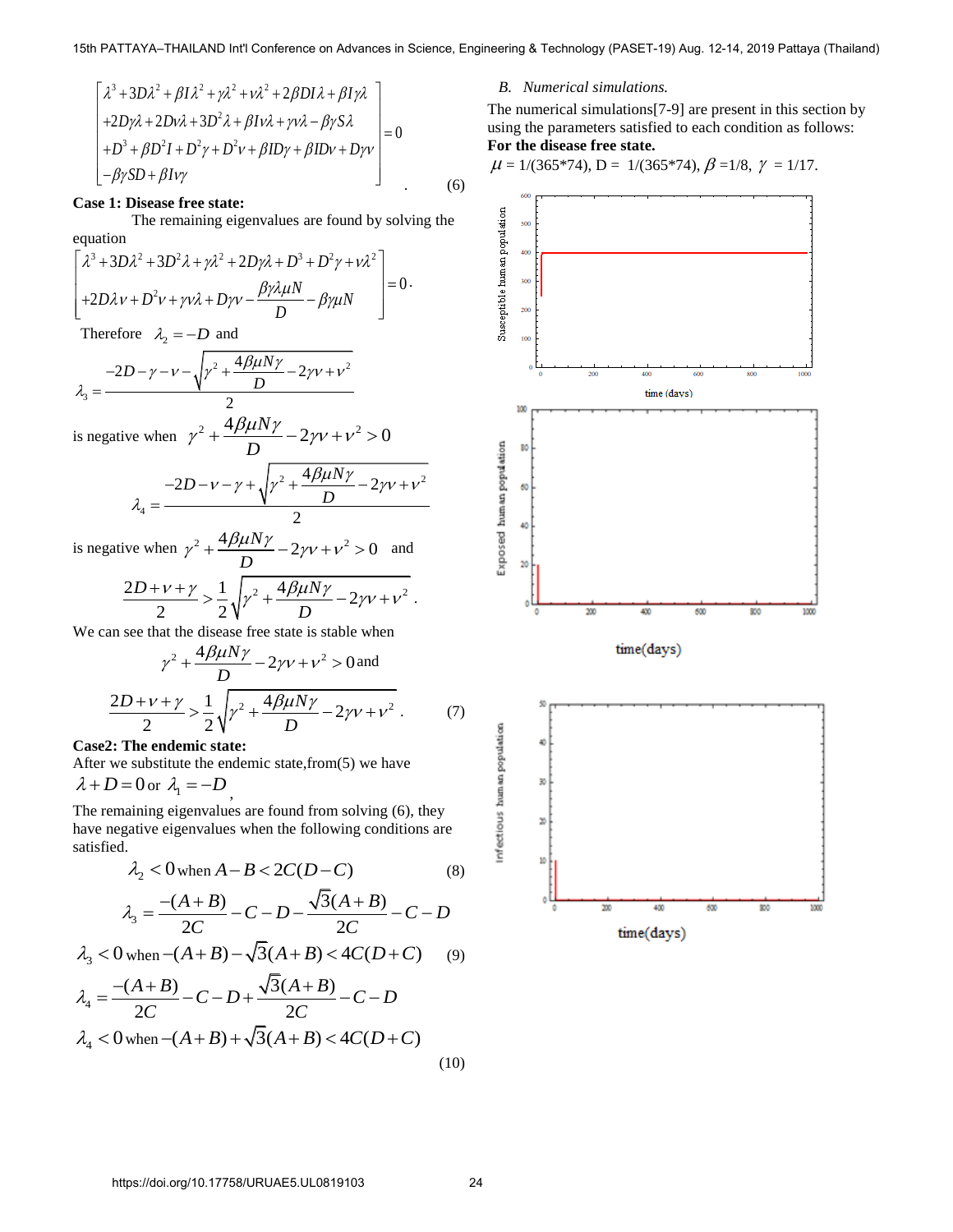$$\begin{bmatrix} \lambda^3 + 3D\lambda^2 + \beta I\lambda^2 + \gamma\lambda^2 + \nu\lambda^2 + 2\beta DI\lambda + \beta I\gamma\lambda \\ +2D\gamma\lambda + 2D\nu\lambda + 3D^2\lambda + \beta I\nu\lambda + \gamma\nu\lambda - \beta\gamma S\lambda \\ +D^3 + \beta D^2 I + D^2\gamma + D^2\nu + \beta ID\gamma + \beta IDv + D\gamma\nu \\ -\beta\gamma SD + \beta I\nu\gamma \end{bmatrix} = 0 \quad . \qquad (6)$$

**Case 1: Disease free state:**

The remaining eigenvalues are found by solving the equation

$$\begin{bmatrix} \lambda^3 + 3D\lambda^2 + 3D^2\lambda + \gamma\lambda^2 + 2D\gamma\lambda + D^3 + D^2\gamma + \nu\lambda^2 \\ +2D\lambda\nu + D^2\nu + \gamma\nu\lambda + D\gamma\nu - \dfrac{\beta\gamma\lambda\mu N}{D} - \beta\gamma\mu N \end{bmatrix} = 0 .$$

Therefore $\lambda_2 = -D$ and

$$\lambda_3 = \frac{-2D - \gamma - \nu - \sqrt{\gamma^2 + \dfrac{4\beta\mu N\gamma}{D} - 2\gamma\nu + \nu^2}}{2}$$

is negative when $\gamma^2 + \dfrac{4\beta\mu N\gamma}{D} - 2\gamma\nu + \nu^2 > 0$

$$\lambda_4 = \frac{-2D - \nu - \gamma + \sqrt{\gamma^2 + \dfrac{4\beta\mu N\gamma}{D} - 2\gamma\nu + \nu^2}}{2}$$

is negative when $\gamma^2 + \dfrac{4\beta\mu N\gamma}{D} - 2\gamma\nu + \nu^2 > 0$ and

$$\frac{2D + \nu + \gamma}{2} > \frac{1}{2}\sqrt{\gamma^2 + \frac{4\beta\mu N\gamma}{D} - 2\gamma\nu + \nu^2} .$$

We can see that the disease free state is stable when

$$\gamma^2 + \frac{4\beta\mu N\gamma}{D} - 2\gamma\nu + \nu^2 > 0 \text{ and}$$

$$\frac{2D + \nu + \gamma}{2} > \frac{1}{2}\sqrt{\gamma^2 + \frac{4\beta\mu N\gamma}{D} - 2\gamma\nu + \nu^2} . \qquad (7)$$

**Case2: The endemic state:**

After we substitute the endemic state,from(5) we have $\lambda + D = 0$ or $\lambda_1 = -D$,

The remaining eigenvalues are found from solving (6), they have negative eigenvalues when the following conditions are satisfied.

$$\lambda_2 < 0 \text{ when } A - B < 2C(D - C) \qquad (8)$$

$$\lambda_3 = \frac{-(A+B)}{2C} - C - D - \frac{\sqrt{3}(A+B)}{2C} - C - D$$

$$\lambda_3 < 0 \text{ when } -(A+B) - \sqrt{3}(A+B) < 4C(D+C) \qquad (9)$$

$$\lambda_4 = \frac{-(A+B)}{2C} - C - D + \frac{\sqrt{3}(A+B)}{2C} - C - D$$

$$\lambda_4 < 0 \text{ when } -(A+B) + \sqrt{3}(A+B) < 4C(D+C) \qquad (10)$$

## B. *Numerical simulations.*

The numerical simulations[7-9] are present in this section by using the parameters satisfied to each condition as follows:

**For the disease free state.**

$\mu$ = 1/(365*74), D = 1/(365*74), $\beta$ =1/8, $\gamma$ = 1/17.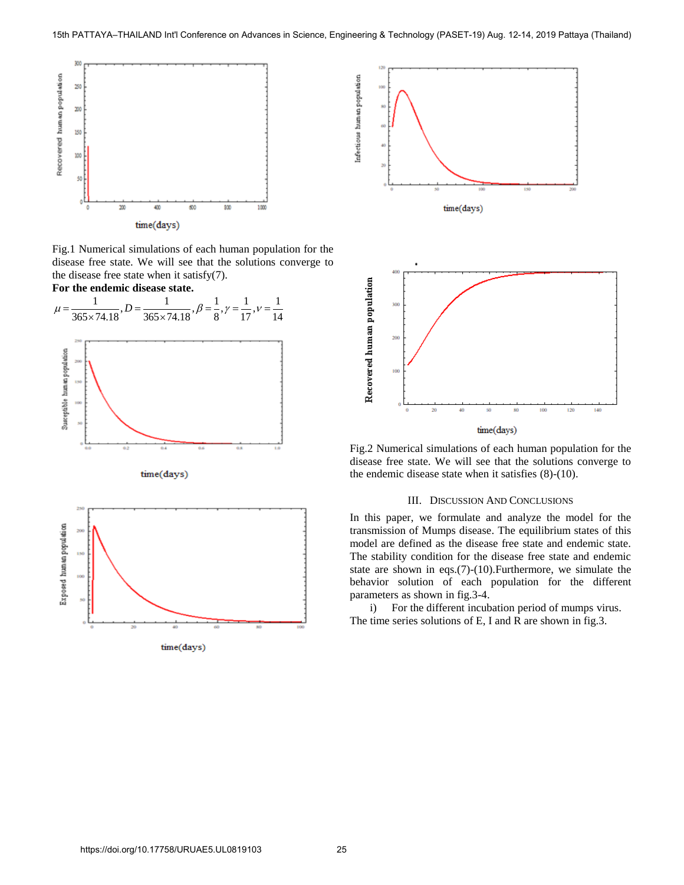Fig.1 Numerical simulations of each human population for the disease free state. We will see that the solutions converge to the disease free state when it satisfy(7).

**For the endemic disease state.**

$$\mu=\frac{1}{365\times 74.18},D=\frac{1}{365\times 74.18},\beta=\frac{1}{8},\gamma=\frac{1}{17},v=\frac{1}{14}$$

Fig.2 Numerical simulations of each human population for the disease free state. We will see that the solutions converge to the endemic disease state when it satisfies (8)-(10).

## III. Discussion And Conclusions

In this paper, we formulate and analyze the model for the transmission of Mumps disease. The equilibrium states of this model are defined as the disease free state and endemic state. The stability condition for the disease free state and endemic state are shown in eqs.(7)-(10).Furthermore, we simulate the behavior solution of each population for the different parameters as shown in fig.3-4.

i) For the different incubation period of mumps virus. The time series solutions of E, I and R are shown in fig.3.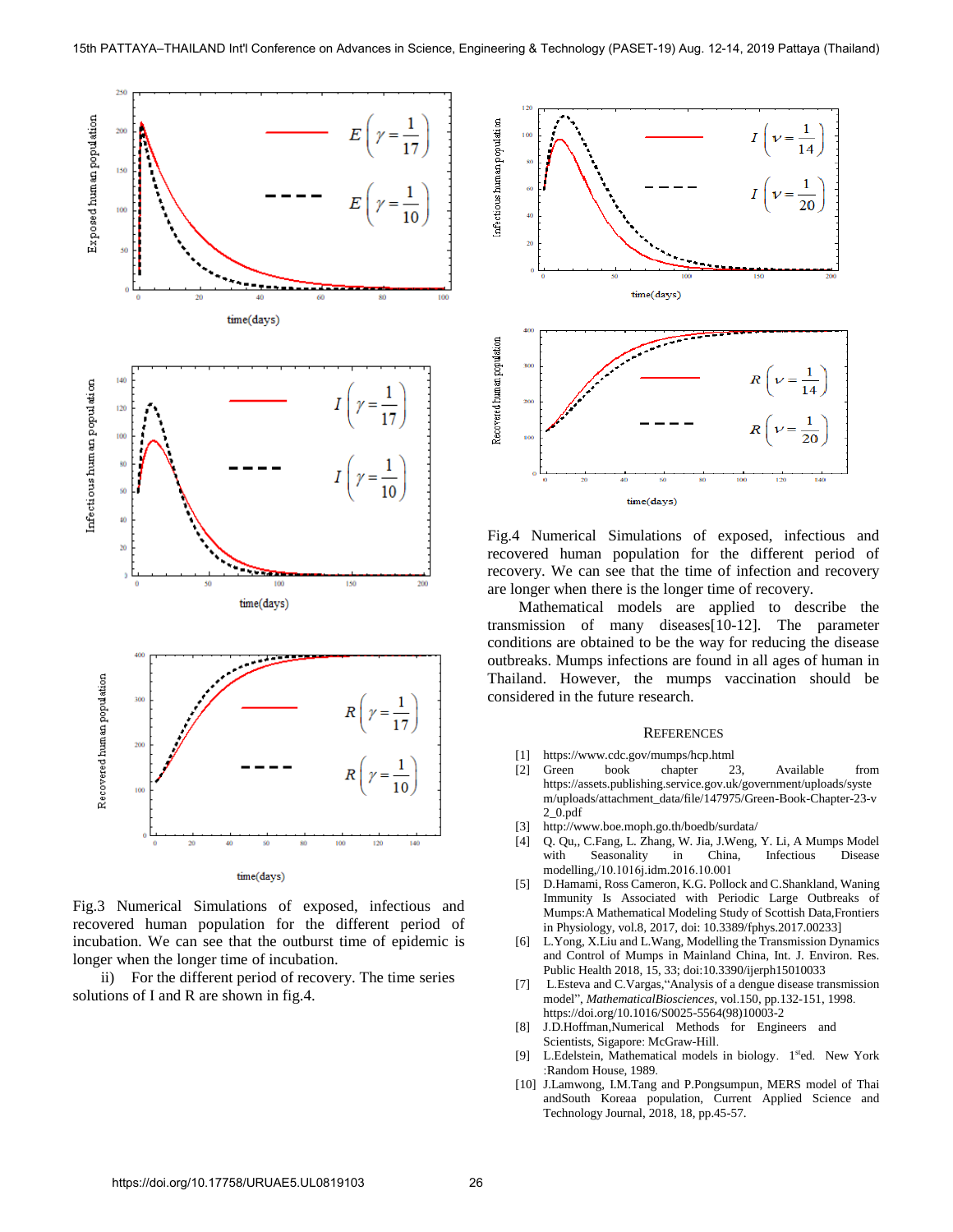Fig.3 Numerical Simulations of exposed, infectious and recovered human population for the different period of incubation. We can see that the outburst time of epidemic is longer when the longer time of incubation.

ii) For the different period of recovery. The time series solutions of I and R are shown in fig.4.

Fig.4 Numerical Simulations of exposed, infectious and recovered human population for the different period of recovery. We can see that the time of infection and recovery are longer when there is the longer time of recovery.

Mathematical models are applied to describe the transmission of many diseases[10-12]. The parameter conditions are obtained to be the way for reducing the disease outbreaks. Mumps infections are found in all ages of human in Thailand. However, the mumps vaccination should be considered in the future research.

## References

[1] https://www.cdc.gov/mumps/hcp.html

[2] Green book chapter 23, Available from https://assets.publishing.service.gov.uk/government/uploads/system/uploads/attachment_data/file/147975/Green-Book-Chapter-23-v2_0.pdf

[3] http://www.boe.moph.go.th/boedb/surdata/

[4] Q. Qu,, C.Fang, L. Zhang, W. Jia, J.Weng, Y. Li, A Mumps Model with Seasonality in China, Infectious Disease modelling,/10.1016j.idm.2016.10.001

[5] D.Hamami, Ross Cameron, K.G. Pollock and C.Shankland, Waning Immunity Is Associated with Periodic Large Outbreaks of Mumps:A Mathematical Modeling Study of Scottish Data,Frontiers in Physiology, vol.8, 2017, doi: 10.3389/fphys.2017.00233]

[6] L.Yong, X.Liu and L.Wang, Modelling the Transmission Dynamics and Control of Mumps in Mainland China, Int. J. Environ. Res. Public Health 2018, 15, 33; doi:10.3390/ijerph15010033

[7] L.Esteva and C.Vargas,"Analysis of a dengue disease transmission model", *MathematicalBiosciences*, vol.150, pp.132-151, 1998. https://doi.org/10.1016/S0025-5564(98)10003-2

[8] J.D.Hoffman,Numerical Methods for Engineers and Scientists, Sigapore: McGraw-Hill.

[9] L.Edelstein, Mathematical models in biology. 1st ed. New York :Random House, 1989.

[10] J.Lamwong, I.M.Tang and P.Pongsumpun, MERS model of Thai andSouth Koreaa population, Current Applied Science and Technology Journal, 2018, 18, pp.45-57.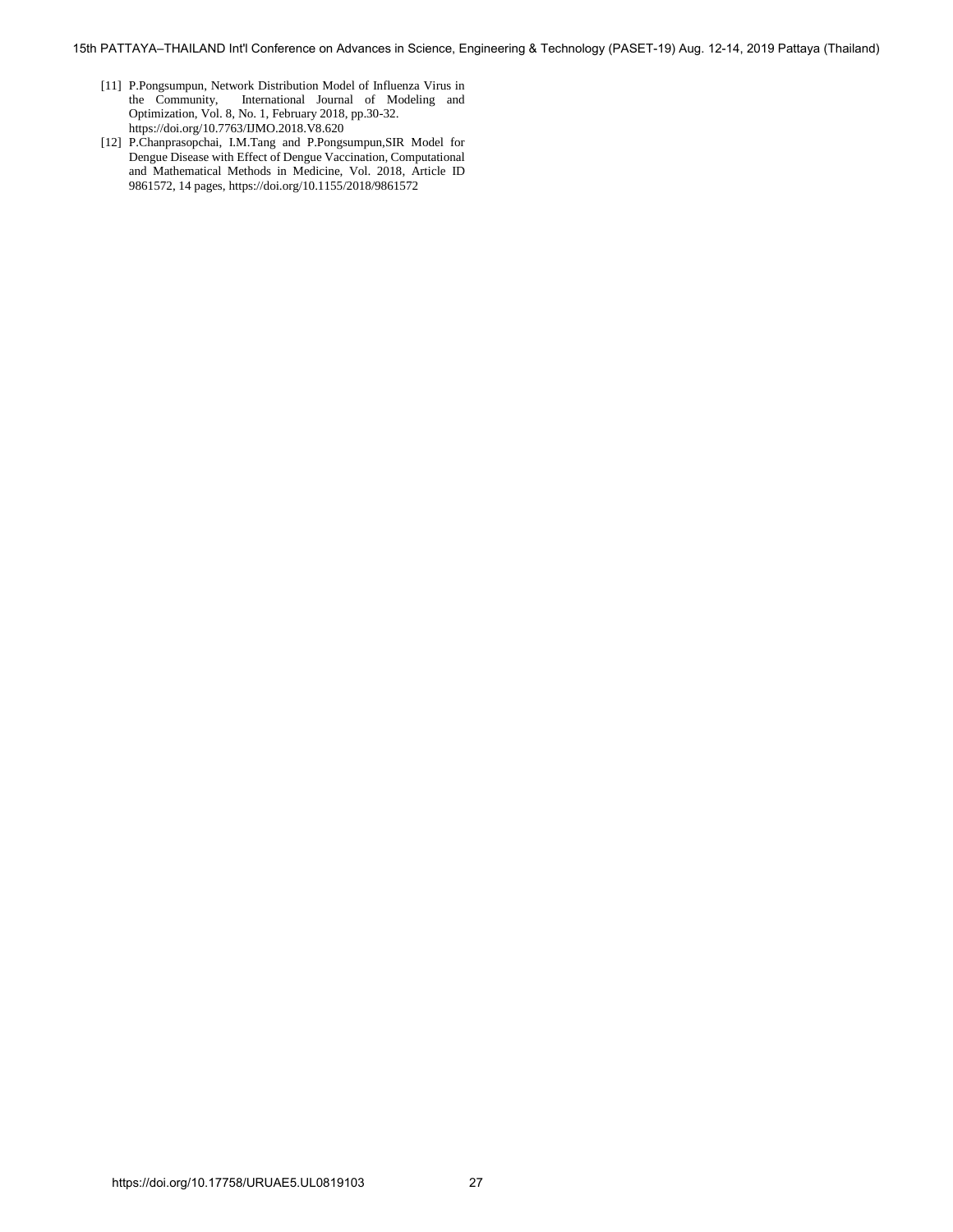[11] P.Pongsumpun, Network Distribution Model of Influenza Virus in the Community, International Journal of Modeling and Optimization, Vol. 8, No. 1, February 2018, pp.30-32. https://doi.org/10.7763/IJMO.2018.V8.620

[12] P.Chanprasopchai, I.M.Tang and P.Pongsumpun,SIR Model for Dengue Disease with Effect of Dengue Vaccination, Computational and Mathematical Methods in Medicine, Vol. 2018, Article ID 9861572, 14 pages, https://doi.org/10.1155/2018/9861572